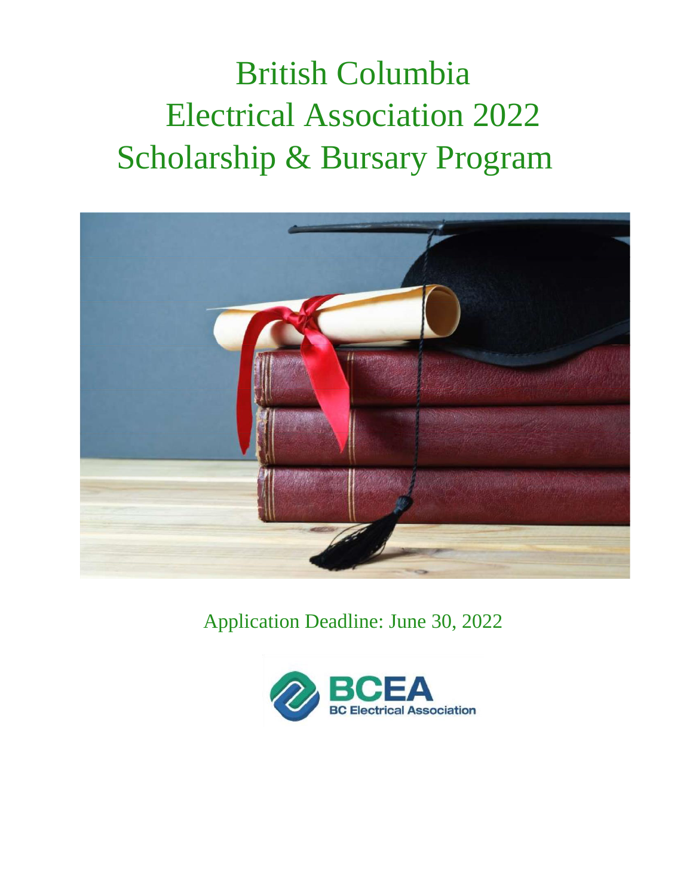# British Columbia Electrical Association 2022 Scholarship & Bursary Program

Application Deadline: June 30, 2022

BCEA
BC Electrical Association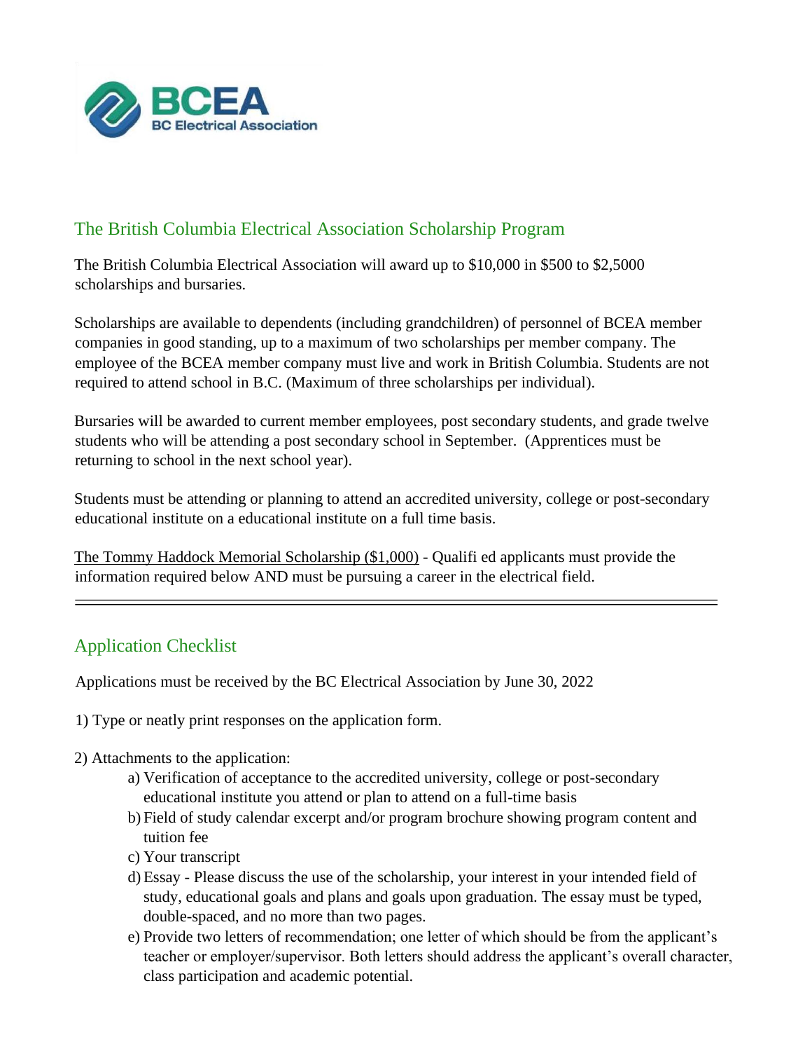BCEA
BC Electrical Association

## The British Columbia Electrical Association Scholarship Program

The British Columbia Electrical Association will award up to $10,000 in $500 to $2,5000 scholarships and bursaries.

Scholarships are available to dependents (including grandchildren) of personnel of BCEA member companies in good standing, up to a maximum of two scholarships per member company. The employee of the BCEA member company must live and work in British Columbia. Students are not required to attend school in B.C. (Maximum of three scholarships per individual).

Bursaries will be awarded to current member employees, post secondary students, and grade twelve students who will be attending a post secondary school in September. (Apprentices must be returning to school in the next school year).

Students must be attending or planning to attend an accredited university, college or post-secondary educational institute on a educational institute on a full time basis.

The Tommy Haddock Memorial Scholarship ($1,000) - Qualifi ed applicants must provide the information required below AND must be pursuing a career in the electrical field.

---

## Application Checklist

Applications must be received by the BC Electrical Association by June 30, 2022

1) Type or neatly print responses on the application form.

2) Attachments to the application:
   a) Verification of acceptance to the accredited university, college or post-secondary educational institute you attend or plan to attend on a full-time basis
   b) Field of study calendar excerpt and/or program brochure showing program content and tuition fee
   c) Your transcript
   d) Essay - Please discuss the use of the scholarship, your interest in your intended field of study, educational goals and plans and goals upon graduation. The essay must be typed, double-spaced, and no more than two pages.
   e) Provide two letters of recommendation; one letter of which should be from the applicant's teacher or employer/supervisor. Both letters should address the applicant's overall character, class participation and academic potential.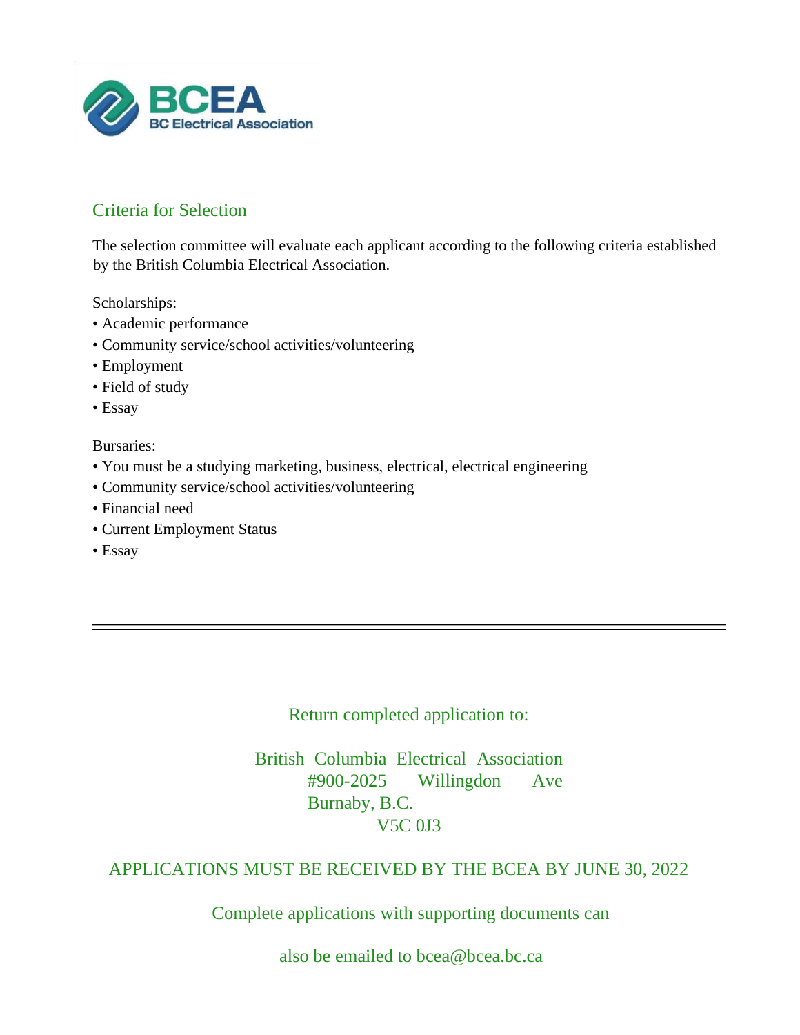BCEA
BC Electrical Association

## Criteria for Selection

The selection committee will evaluate each applicant according to the following criteria established by the British Columbia Electrical Association.

Scholarships:

- Academic performance
- Community service/school activities/volunteering
- Employment
- Field of study
- Essay

Bursaries:

- You must be a studying marketing, business, electrical, electrical engineering
- Community service/school activities/volunteering
- Financial need
- Current Employment Status
- Essay

---

Return completed application to:

British Columbia Electrical Association
#900-2025 Willingdon Ave
Burnaby, B.C.
V5C 0J3

APPLICATIONS MUST BE RECEIVED BY THE BCEA BY JUNE 30, 2022

Complete applications with supporting documents can

also be emailed to bcea@bcea.bc.ca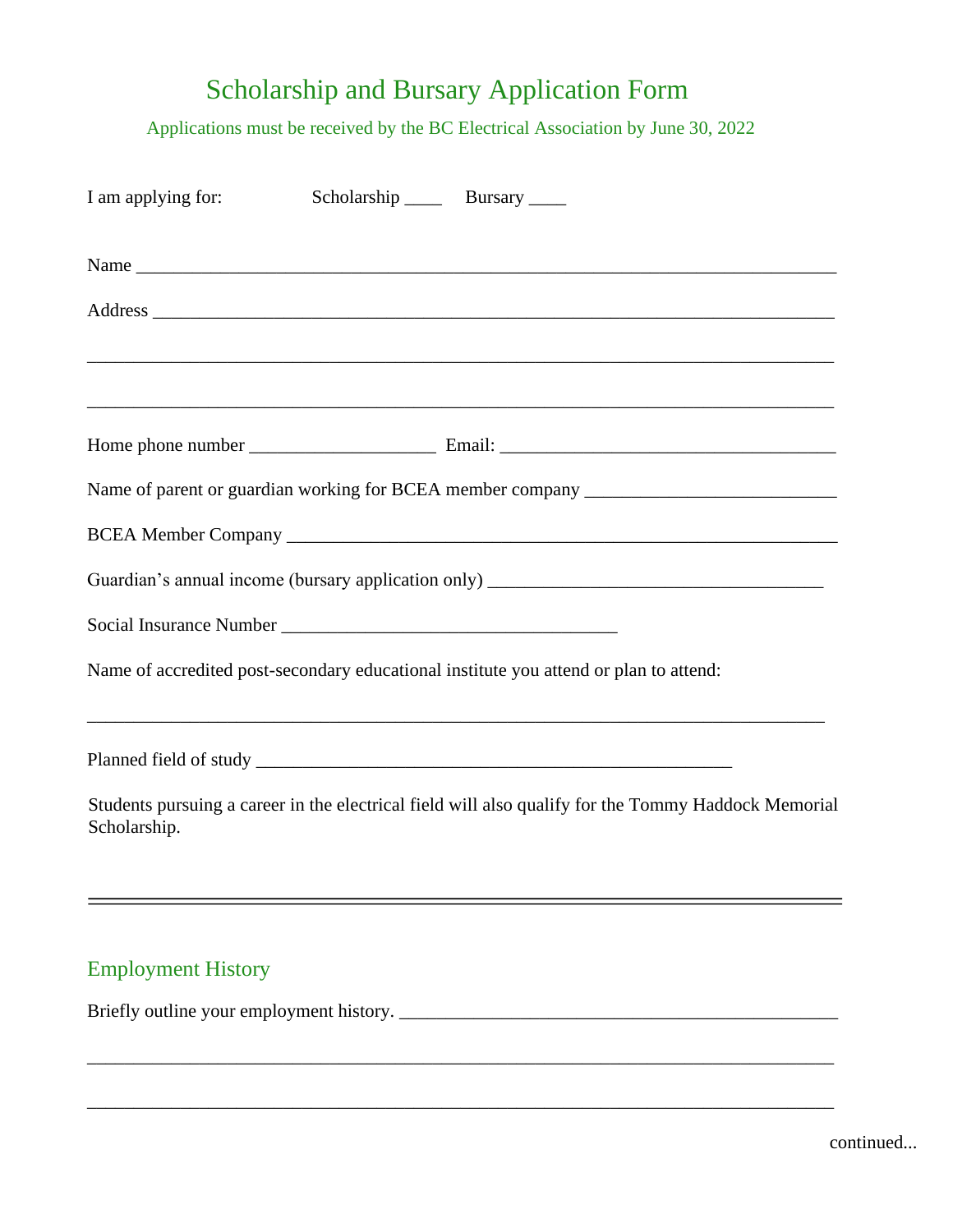# Scholarship and Bursary Application Form

Applications must be received by the BC Electrical Association by June 30, 2022

I am applying for: Scholarship ____ Bursary ____

Name ___________________________________________________________________________

Address _________________________________________________________________________

_______________________________________________________________________________

_______________________________________________________________________________

Home phone number ____________________ Email: _____________________________________

Name of parent or guardian working for BCEA member company ___________________________

BCEA Member Company _____________________________________________________________

Guardian's annual income (bursary application only) ____________________________________

Social Insurance Number ____________________________________

Name of accredited post-secondary educational institute you attend or plan to attend:

_______________________________________________________________________________

Planned field of study _____________________________________________________

Students pursuing a career in the electrical field will also qualify for the Tommy Haddock Memorial Scholarship.

---

## Employment History

Briefly outline your employment history. _______________________________________________

_______________________________________________________________________________

_______________________________________________________________________________

continued...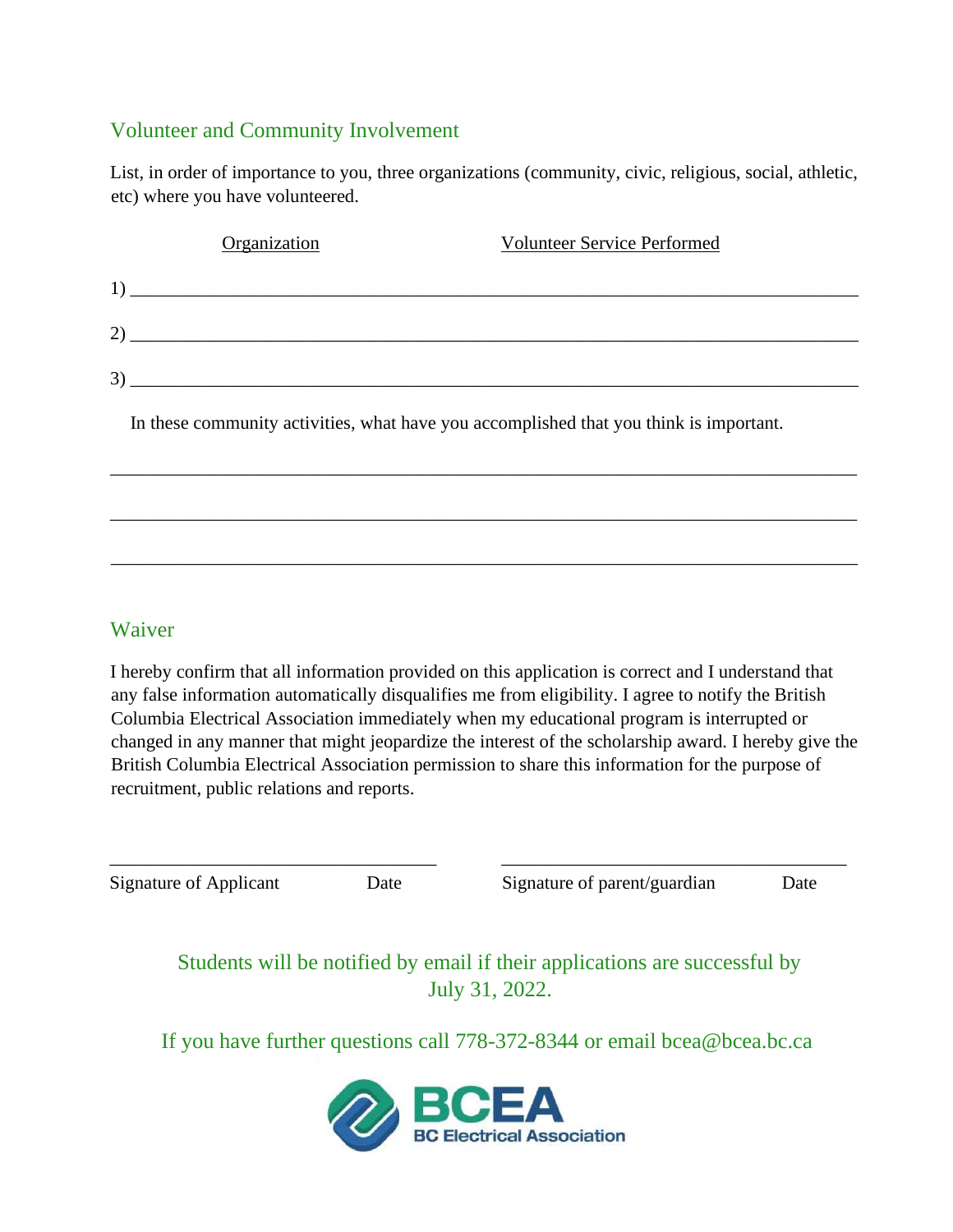## Volunteer and Community Involvement

List, in order of importance to you, three organizations (community, civic, religious, social, athletic, etc) where you have volunteered.

Organization    Volunteer Service Performed

1) ______________________________________________________________________

2) ______________________________________________________________________

3) ______________________________________________________________________

In these community activities, what have you accomplished that you think is important.

______________________________________________________________________

______________________________________________________________________

______________________________________________________________________

## Waiver

I hereby confirm that all information provided on this application is correct and I understand that any false information automatically disqualifies me from eligibility. I agree to notify the British Columbia Electrical Association immediately when my educational program is interrupted or changed in any manner that might jeopardize the interest of the scholarship award. I hereby give the British Columbia Electrical Association permission to share this information for the purpose of recruitment, public relations and reports.

______________________________    ______________________________

Signature of Applicant    Date    Signature of parent/guardian    Date

Students will be notified by email if their applications are successful by July 31, 2022.

If you have further questions call 778-372-8344 or email bcea@bcea.bc.ca

BCEA
BC Electrical Association